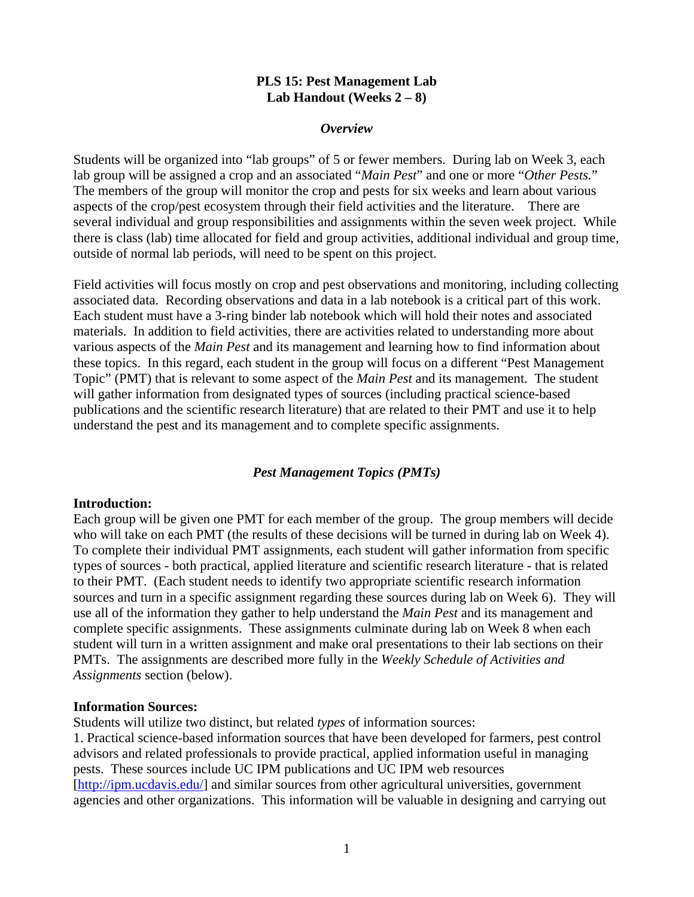# PLS 15: Pest Management Lab
## Lab Handout (Weeks 2 – 8)

### *Overview*

Students will be organized into "lab groups" of 5 or fewer members. During lab on Week 3, each lab group will be assigned a crop and an associated "*Main Pest*" and one or more "*Other Pests.*" The members of the group will monitor the crop and pests for six weeks and learn about various aspects of the crop/pest ecosystem through their field activities and the literature. There are several individual and group responsibilities and assignments within the seven week project. While there is class (lab) time allocated for field and group activities, additional individual and group time, outside of normal lab periods, will need to be spent on this project.

Field activities will focus mostly on crop and pest observations and monitoring, including collecting associated data. Recording observations and data in a lab notebook is a critical part of this work. Each student must have a 3-ring binder lab notebook which will hold their notes and associated materials. In addition to field activities, there are activities related to understanding more about various aspects of the *Main Pest* and its management and learning how to find information about these topics. In this regard, each student in the group will focus on a different "Pest Management Topic" (PMT) that is relevant to some aspect of the *Main Pest* and its management. The student will gather information from designated types of sources (including practical science-based publications and the scientific research literature) that are related to their PMT and use it to help understand the pest and its management and to complete specific assignments.

### *Pest Management Topics (PMTs)*

**Introduction:**
Each group will be given one PMT for each member of the group. The group members will decide who will take on each PMT (the results of these decisions will be turned in during lab on Week 4). To complete their individual PMT assignments, each student will gather information from specific types of sources - both practical, applied literature and scientific research literature - that is related to their PMT. (Each student needs to identify two appropriate scientific research information sources and turn in a specific assignment regarding these sources during lab on Week 6). They will use all of the information they gather to help understand the *Main Pest* and its management and complete specific assignments. These assignments culminate during lab on Week 8 when each student will turn in a written assignment and make oral presentations to their lab sections on their PMTs. The assignments are described more fully in the *Weekly Schedule of Activities and Assignments* section (below).

**Information Sources:**
Students will utilize two distinct, but related *types* of information sources:
1. Practical science-based information sources that have been developed for farmers, pest control advisors and related professionals to provide practical, applied information useful in managing pests. These sources include UC IPM publications and UC IPM web resources [http://ipm.ucdavis.edu/] and similar sources from other agricultural universities, government agencies and other organizations. This information will be valuable in designing and carrying out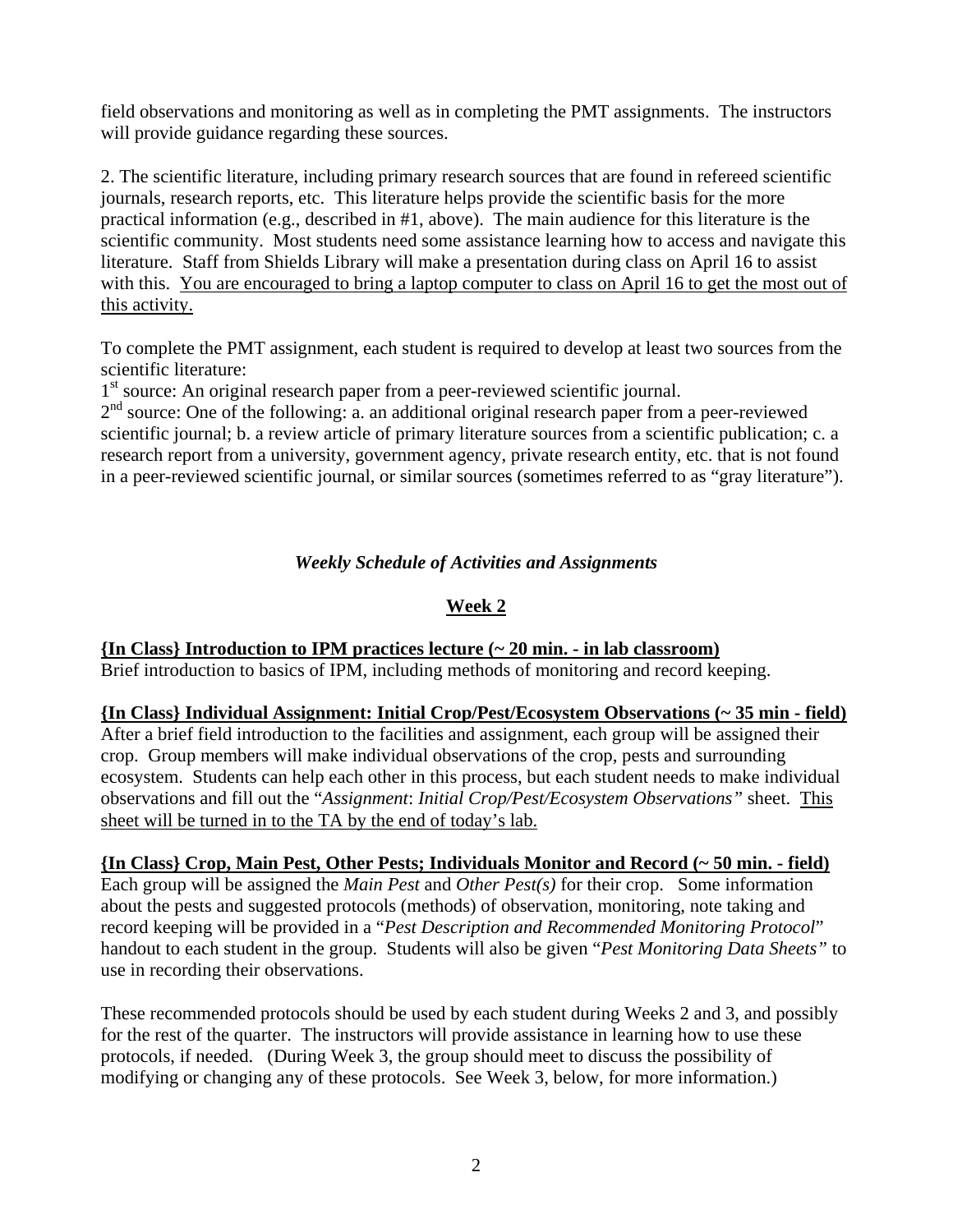field observations and monitoring as well as in completing the PMT assignments. The instructors will provide guidance regarding these sources.

2. The scientific literature, including primary research sources that are found in refereed scientific journals, research reports, etc. This literature helps provide the scientific basis for the more practical information (e.g., described in #1, above). The main audience for this literature is the scientific community. Most students need some assistance learning how to access and navigate this literature. Staff from Shields Library will make a presentation during class on April 16 to assist with this. <u>You are encouraged to bring a laptop computer to class on April 16 to get the most out of this activity.</u>

To complete the PMT assignment, each student is required to develop at least two sources from the scientific literature:

1st source: An original research paper from a peer-reviewed scientific journal.

2nd source: One of the following: a. an additional original research paper from a peer-reviewed scientific journal; b. a review article of primary literature sources from a scientific publication; c. a research report from a university, government agency, private research entity, etc. that is not found in a peer-reviewed scientific journal, or similar sources (sometimes referred to as "gray literature").

## *Weekly Schedule of Activities and Assignments*

### <u>Week 2</u>

**<u>{In Class} Introduction to IPM practices lecture (~ 20 min. - in lab classroom)</u>**

Brief introduction to basics of IPM, including methods of monitoring and record keeping.

**<u>{In Class} Individual Assignment: Initial Crop/Pest/Ecosystem Observations (~ 35 min - field)</u>**

After a brief field introduction to the facilities and assignment, each group will be assigned their crop. Group members will make individual observations of the crop, pests and surrounding ecosystem. Students can help each other in this process, but each student needs to make individual observations and fill out the "*Assignment*: *Initial Crop/Pest/Ecosystem Observations"* sheet. <u>This sheet will be turned in to the TA by the end of today's lab.</u>

**<u>{In Class} Crop, Main Pest, Other Pests; Individuals Monitor and Record (~ 50 min. - field)</u>**

Each group will be assigned the *Main Pest* and *Other Pest(s)* for their crop. Some information about the pests and suggested protocols (methods) of observation, monitoring, note taking and record keeping will be provided in a "*Pest Description and Recommended Monitoring Protocol*" handout to each student in the group. Students will also be given "*Pest Monitoring Data Sheets"* to use in recording their observations.

These recommended protocols should be used by each student during Weeks 2 and 3, and possibly for the rest of the quarter. The instructors will provide assistance in learning how to use these protocols, if needed. (During Week 3, the group should meet to discuss the possibility of modifying or changing any of these protocols. See Week 3, below, for more information.)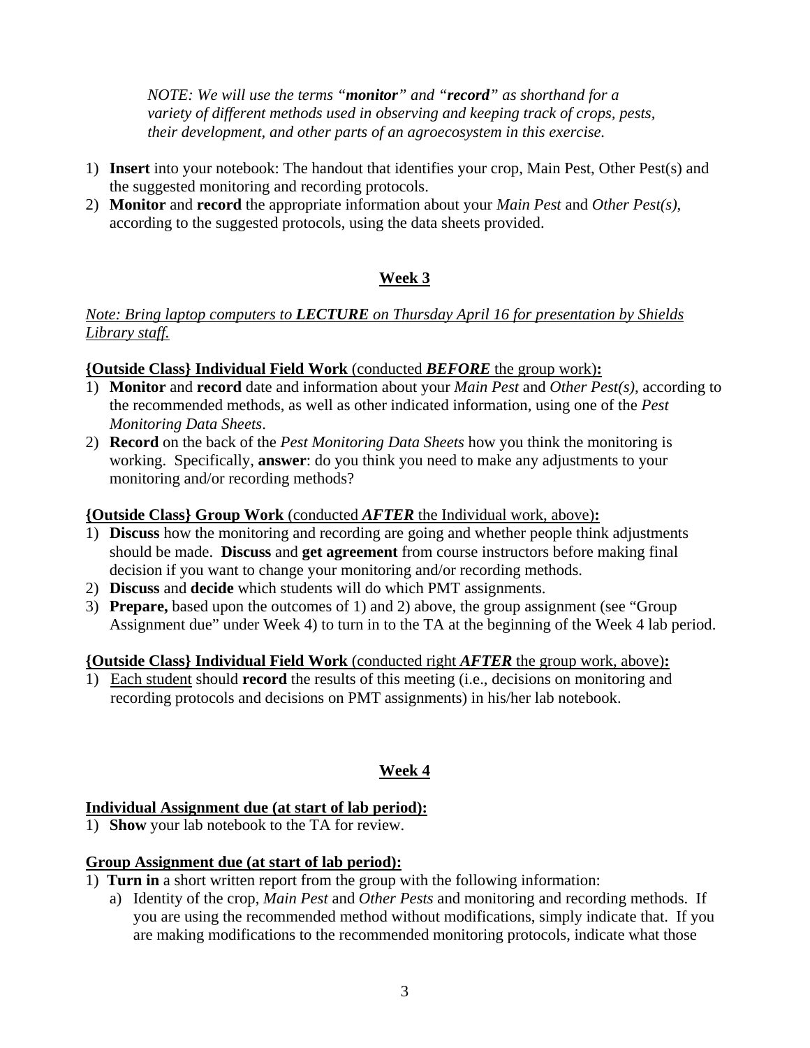*NOTE: We will use the terms "**monitor**" and "**record**" as shorthand for a variety of different methods used in observing and keeping track of crops, pests, their development, and other parts of an agroecosystem in this exercise.*

1) **Insert** into your notebook: The handout that identifies your crop, Main Pest, Other Pest(s) and the suggested monitoring and recording protocols.
2) **Monitor** and **record** the appropriate information about your *Main Pest* and *Other Pest(s)*, according to the suggested protocols, using the data sheets provided.

## Week 3

*Note: Bring laptop computers to **LECTURE** on Thursday April 16 for presentation by Shields Library staff.*

**{Outside Class} Individual Field Work** (conducted ***BEFORE*** the group work)**:**

1) **Monitor** and **record** date and information about your *Main Pest* and *Other Pest(s)*, according to the recommended methods, as well as other indicated information, using one of the *Pest Monitoring Data Sheets*.
2) **Record** on the back of the *Pest Monitoring Data Sheets* how you think the monitoring is working. Specifically, **answer**: do you think you need to make any adjustments to your monitoring and/or recording methods?

**{Outside Class} Group Work** (conducted ***AFTER*** the Individual work, above)**:**

1) **Discuss** how the monitoring and recording are going and whether people think adjustments should be made. **Discuss** and **get agreement** from course instructors before making final decision if you want to change your monitoring and/or recording methods.
2) **Discuss** and **decide** which students will do which PMT assignments.
3) **Prepare,** based upon the outcomes of 1) and 2) above, the group assignment (see "Group Assignment due" under Week 4) to turn in to the TA at the beginning of the Week 4 lab period.

**{Outside Class} Individual Field Work** (conducted right ***AFTER*** the group work, above)**:**

1) Each student should **record** the results of this meeting (i.e., decisions on monitoring and recording protocols and decisions on PMT assignments) in his/her lab notebook.

## Week 4

**Individual Assignment due (at start of lab period):**

1) **Show** your lab notebook to the TA for review.

**Group Assignment due (at start of lab period):**

1) **Turn in** a short written report from the group with the following information:
   a) Identity of the crop, *Main Pest* and *Other Pests* and monitoring and recording methods. If you are using the recommended method without modifications, simply indicate that. If you are making modifications to the recommended monitoring protocols, indicate what those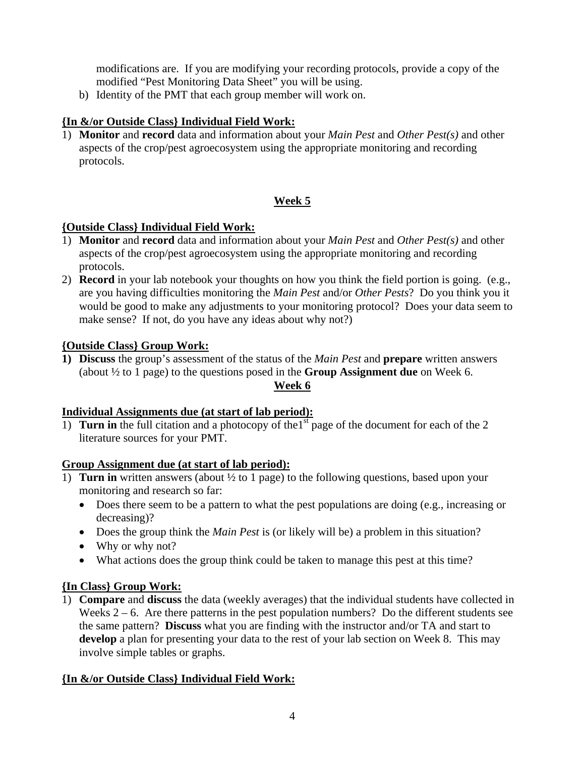modifications are. If you are modifying your recording protocols, provide a copy of the modified "Pest Monitoring Data Sheet" you will be using.

b) Identity of the PMT that each group member will work on.

**{In &/or Outside Class} Individual Field Work:**

1) **Monitor** and **record** data and information about your *Main Pest* and *Other Pest(s)* and other aspects of the crop/pest agroecosystem using the appropriate monitoring and recording protocols.

## Week 5

**{Outside Class} Individual Field Work:**

1) **Monitor** and **record** data and information about your *Main Pest* and *Other Pest(s)* and other aspects of the crop/pest agroecosystem using the appropriate monitoring and recording protocols.
2) **Record** in your lab notebook your thoughts on how you think the field portion is going. (e.g., are you having difficulties monitoring the *Main Pest* and/or *Other Pests*? Do you think you it would be good to make any adjustments to your monitoring protocol? Does your data seem to make sense? If not, do you have any ideas about why not?)

**{Outside Class} Group Work:**

1) **Discuss** the group's assessment of the status of the *Main Pest* and **prepare** written answers (about ½ to 1 page) to the questions posed in the **Group Assignment due** on Week 6.

## Week 6

**Individual Assignments due (at start of lab period):**

1) **Turn in** the full citation and a photocopy of the1st page of the document for each of the 2 literature sources for your PMT.

**Group Assignment due (at start of lab period):**

1) **Turn in** written answers (about ½ to 1 page) to the following questions, based upon your monitoring and research so far:
   - Does there seem to be a pattern to what the pest populations are doing (e.g., increasing or decreasing)?
   - Does the group think the *Main Pest* is (or likely will be) a problem in this situation?
   - Why or why not?
   - What actions does the group think could be taken to manage this pest at this time?

**{In Class} Group Work:**

1) **Compare** and **discuss** the data (weekly averages) that the individual students have collected in Weeks 2 – 6. Are there patterns in the pest population numbers? Do the different students see the same pattern? **Discuss** what you are finding with the instructor and/or TA and start to **develop** a plan for presenting your data to the rest of your lab section on Week 8. This may involve simple tables or graphs.

**{In &/or Outside Class} Individual Field Work:**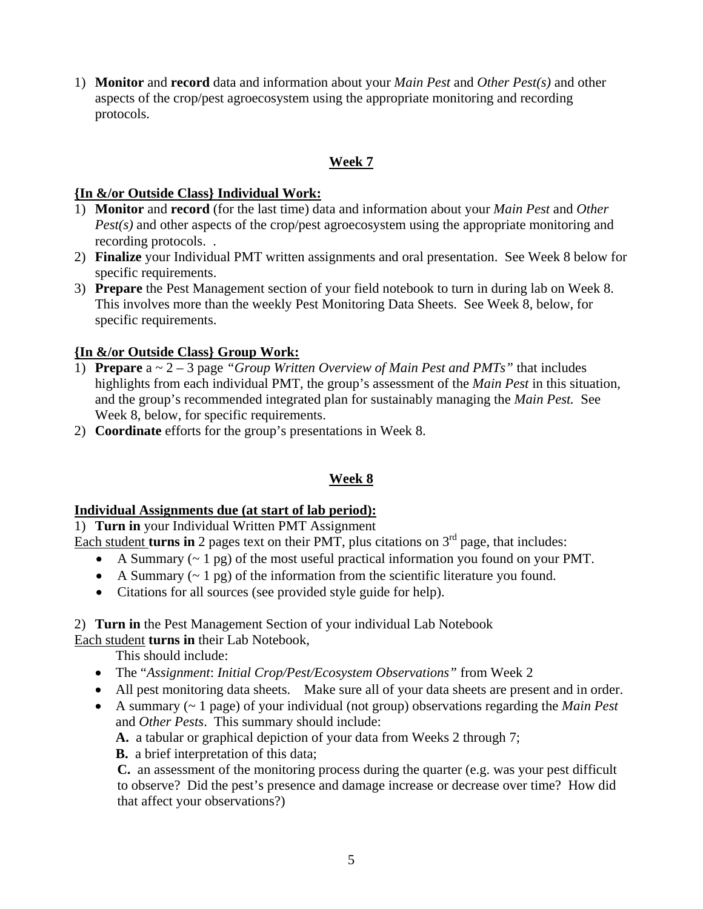1) **Monitor** and **record** data and information about your *Main Pest* and *Other Pest(s)* and other aspects of the crop/pest agroecosystem using the appropriate monitoring and recording protocols.

## Week 7

**{In &/or Outside Class} Individual Work:**

1) **Monitor** and **record** (for the last time) data and information about your *Main Pest* and *Other Pest(s)* and other aspects of the crop/pest agroecosystem using the appropriate monitoring and recording protocols. .
2) **Finalize** your Individual PMT written assignments and oral presentation. See Week 8 below for specific requirements.
3) **Prepare** the Pest Management section of your field notebook to turn in during lab on Week 8. This involves more than the weekly Pest Monitoring Data Sheets. See Week 8, below, for specific requirements.

**{In &/or Outside Class} Group Work:**

1) **Prepare** a ~ 2 – 3 page *"Group Written Overview of Main Pest and PMTs"* that includes highlights from each individual PMT, the group's assessment of the *Main Pest* in this situation, and the group's recommended integrated plan for sustainably managing the *Main Pest.* See Week 8, below, for specific requirements.
2) **Coordinate** efforts for the group's presentations in Week 8.

## Week 8

**Individual Assignments due (at start of lab period):**

1) **Turn in** your Individual Written PMT Assignment

Each student **turns in** 2 pages text on their PMT, plus citations on 3rd page, that includes:

- A Summary (~ 1 pg) of the most useful practical information you found on your PMT.
- A Summary (~ 1 pg) of the information from the scientific literature you found.
- Citations for all sources (see provided style guide for help).

2) **Turn in** the Pest Management Section of your individual Lab Notebook

Each student **turns in** their Lab Notebook,

This should include:

- The "*Assignment*: *Initial Crop/Pest/Ecosystem Observations"* from Week 2
- All pest monitoring data sheets. Make sure all of your data sheets are present and in order.
- A summary (~ 1 page) of your individual (not group) observations regarding the *Main Pest* and *Other Pests*. This summary should include:

  **A.** a tabular or graphical depiction of your data from Weeks 2 through 7;

  **B.** a brief interpretation of this data;

  **C.** an assessment of the monitoring process during the quarter (e.g. was your pest difficult to observe? Did the pest's presence and damage increase or decrease over time? How did that affect your observations?)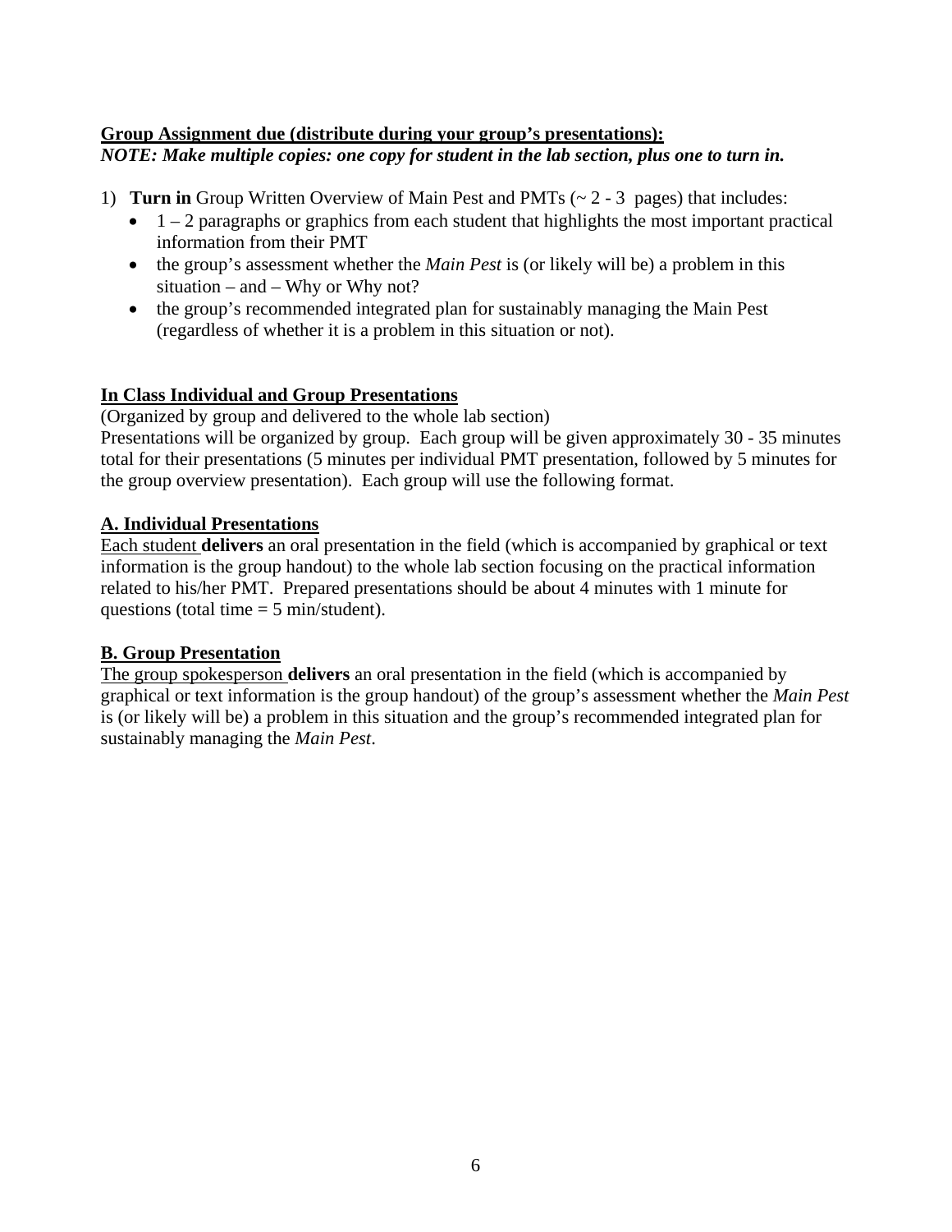**Group Assignment due (distribute during your group's presentations):**

***NOTE: Make multiple copies: one copy for student in the lab section, plus one to turn in.***

1) **Turn in** Group Written Overview of Main Pest and PMTs (~ 2 - 3 pages) that includes:
   - 1 – 2 paragraphs or graphics from each student that highlights the most important practical information from their PMT
   - the group's assessment whether the *Main Pest* is (or likely will be) a problem in this situation – and – Why or Why not?
   - the group's recommended integrated plan for sustainably managing the Main Pest (regardless of whether it is a problem in this situation or not).

**In Class Individual and Group Presentations**

(Organized by group and delivered to the whole lab section)

Presentations will be organized by group. Each group will be given approximately 30 - 35 minutes total for their presentations (5 minutes per individual PMT presentation, followed by 5 minutes for the group overview presentation). Each group will use the following format.

**A. Individual Presentations**

Each student **delivers** an oral presentation in the field (which is accompanied by graphical or text information is the group handout) to the whole lab section focusing on the practical information related to his/her PMT. Prepared presentations should be about 4 minutes with 1 minute for questions (total time = 5 min/student).

**B. Group Presentation**

The group spokesperson **delivers** an oral presentation in the field (which is accompanied by graphical or text information is the group handout) of the group's assessment whether the *Main Pest* is (or likely will be) a problem in this situation and the group's recommended integrated plan for sustainably managing the *Main Pest*.